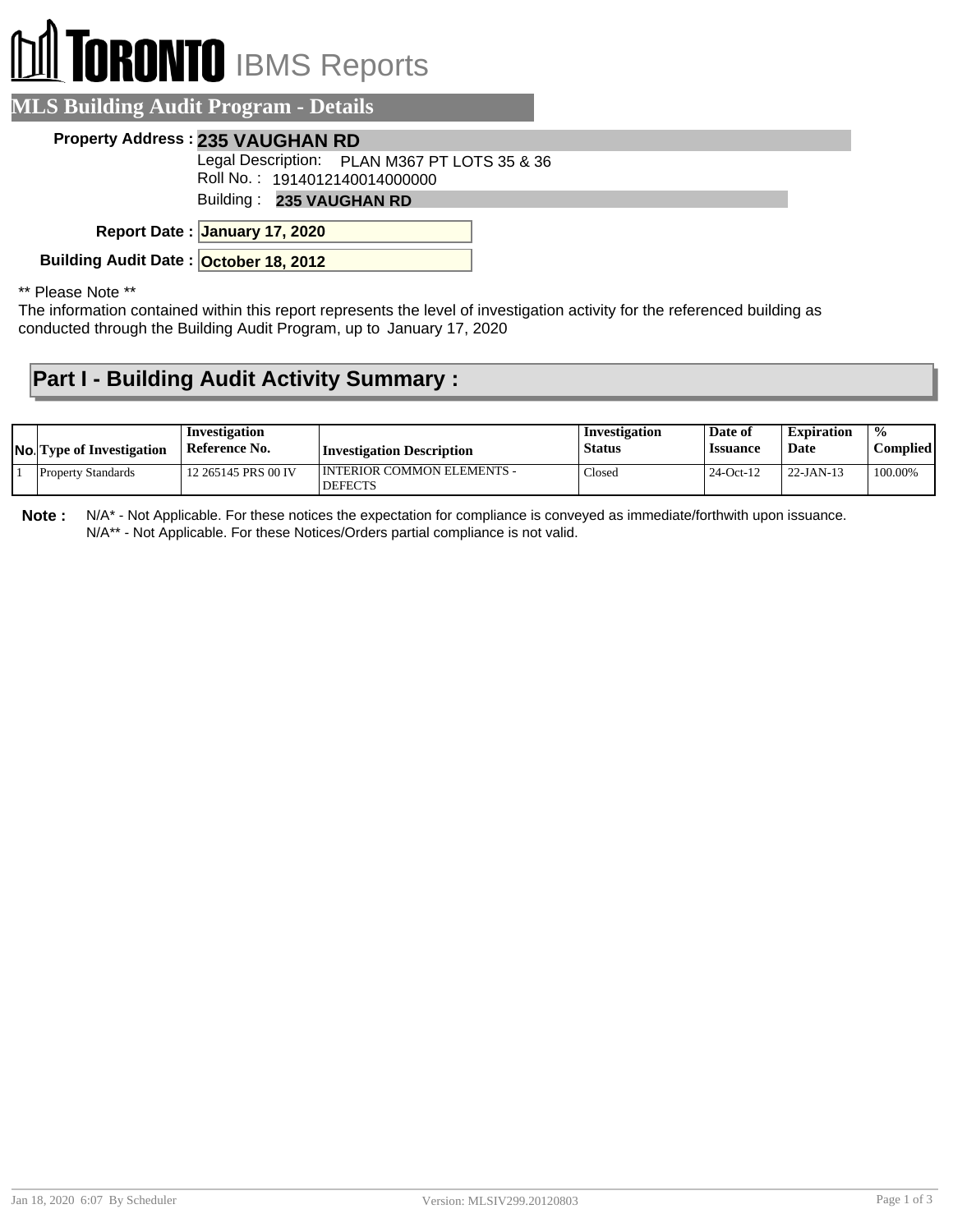# TORONTO IBMS Reports

## MLS Building Audit Program - Details

**Property Address :** **235 VAUGHAN RD**

Legal Description: PLAN M367 PT LOTS 35 & 36

Roll No. : 1914012140014000000

Building : **235 VAUGHAN RD**

**Report Date :** **January 17, 2020**

**Building Audit Date :** **October 18, 2012**

** Please Note **

The information contained within this report represents the level of investigation activity for the referenced building as conducted through the Building Audit Program, up to January 17, 2020

## Part I - Building Audit Activity Summary :

| No. | Type of Investigation | Investigation Reference No. | Investigation Description | Investigation Status | Date of Issuance | Expiration Date | % Complied |
|---|---|---|---|---|---|---|---|
| 1 | Property Standards | 12 265145 PRS 00 IV | INTERIOR COMMON ELEMENTS - DEFECTS | Closed | 24-Oct-12 | 22-JAN-13 | 100.00% |

**Note :** N/A* - Not Applicable. For these notices the expectation for compliance is conveyed as immediate/forthwith upon issuance.
N/A** - Not Applicable. For these Notices/Orders partial compliance is not valid.

Jan 18, 2020 6:07 By Scheduler    Version: MLSIV299.20120803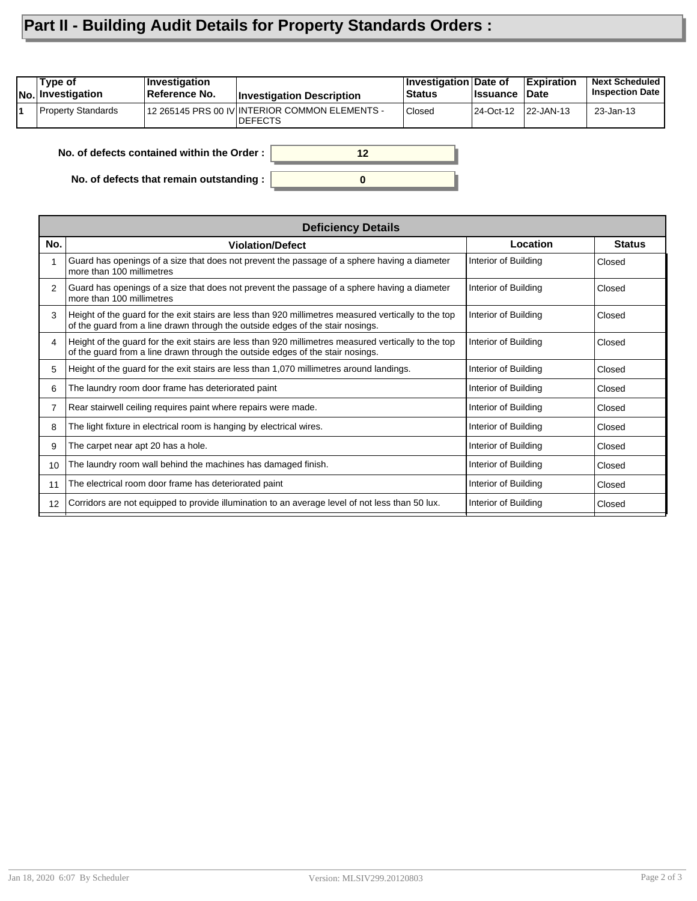# Part II - Building Audit Details for Property Standards Orders :

| No. | Type of Investigation | Investigation Reference No. | Investigation Description | Investigation Status | Date of Issuance | Expiration Date | Next Scheduled Inspection Date |
|---|---|---|---|---|---|---|---|
| 1 | Property Standards | 12 265145 PRS 00 IV | INTERIOR COMMON ELEMENTS - DEFECTS | Closed | 24-Oct-12 | 22-JAN-13 | 23-Jan-13 |

**No. of defects contained within the Order :** 12

**No. of defects that remain outstanding :** 0

**Deficiency Details**

| No. | Violation/Defect | Location | Status |
|---|---|---|---|
| 1 | Guard has openings of a size that does not prevent the passage of a sphere having a diameter more than 100 millimetres | Interior of Building | Closed |
| 2 | Guard has openings of a size that does not prevent the passage of a sphere having a diameter more than 100 millimetres | Interior of Building | Closed |
| 3 | Height of the guard for the exit stairs are less than 920 millimetres measured vertically to the top of the guard from a line drawn through the outside edges of the stair nosings. | Interior of Building | Closed |
| 4 | Height of the guard for the exit stairs are less than 920 millimetres measured vertically to the top of the guard from a line drawn through the outside edges of the stair nosings. | Interior of Building | Closed |
| 5 | Height of the guard for the exit stairs are less than 1,070 millimetres around landings. | Interior of Building | Closed |
| 6 | The laundry room door frame has deteriorated paint | Interior of Building | Closed |
| 7 | Rear stairwell ceiling requires paint where repairs were made. | Interior of Building | Closed |
| 8 | The light fixture in electrical room is hanging by electrical wires. | Interior of Building | Closed |
| 9 | The carpet near apt 20 has a hole. | Interior of Building | Closed |
| 10 | The laundry room wall behind the machines has damaged finish. | Interior of Building | Closed |
| 11 | The electrical room door frame has deteriorated paint | Interior of Building | Closed |
| 12 | Corridors are not equipped to provide illumination to an average level of not less than 50 lux. | Interior of Building | Closed |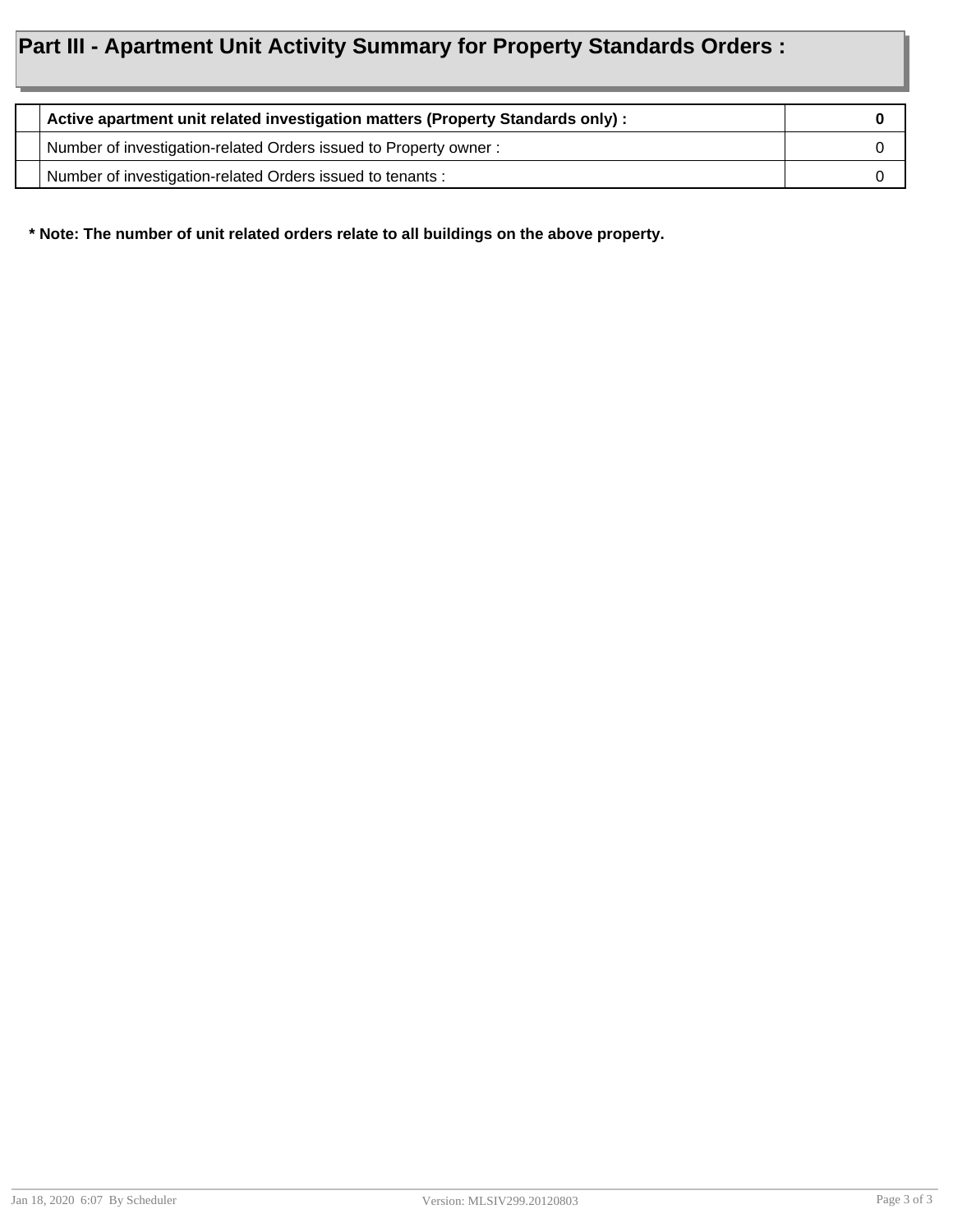# Part III - Apartment Unit Activity Summary for Property Standards Orders :

| | | |
|---|---|---|
| | **Active apartment unit related investigation matters (Property Standards only) :** | **0** |
| | Number of investigation-related Orders issued to Property owner : | 0 |
| | Number of investigation-related Orders issued to tenants : | 0 |

**\* Note: The number of unit related orders relate to all buildings on the above property.**

Jan 18, 2020 6:07 By Scheduler    Version: MLSIV299.20120803